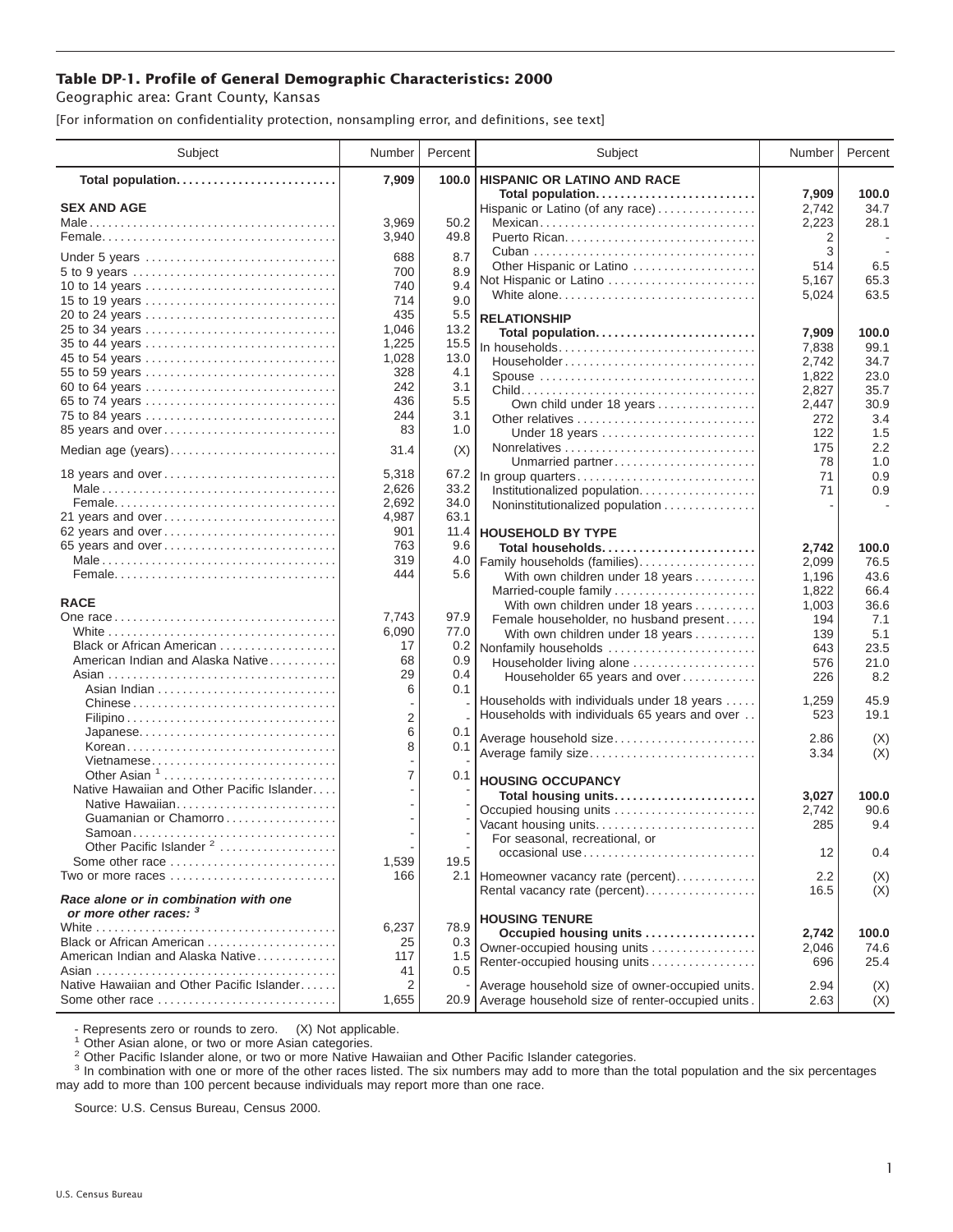# Table DP-1. Profile of General Demographic Characteristics: 2000

Geographic area: Grant County, Kansas

[For information on confidentiality protection, nonsampling error, and definitions, see text]

| Subject | Number | Percent |
|---|---|---|
| **Total population** | **7,909** | **100.0** |
| **SEX AND AGE** | | |
| Male | 3,969 | 50.2 |
| Female | 3,940 | 49.8 |
| Under 5 years | 688 | 8.7 |
| 5 to 9 years | 700 | 8.9 |
| 10 to 14 years | 740 | 9.4 |
| 15 to 19 years | 714 | 9.0 |
| 20 to 24 years | 435 | 5.5 |
| 25 to 34 years | 1,046 | 13.2 |
| 35 to 44 years | 1,225 | 15.5 |
| 45 to 54 years | 1,028 | 13.0 |
| 55 to 59 years | 328 | 4.1 |
| 60 to 64 years | 242 | 3.1 |
| 65 to 74 years | 436 | 5.5 |
| 75 to 84 years | 244 | 3.1 |
| 85 years and over | 83 | 1.0 |
| Median age (years) | 31.4 | (X) |
| 18 years and over | 5,318 | 67.2 |
| Male | 2,626 | 33.2 |
| Female | 2,692 | 34.0 |
| 21 years and over | 4,987 | 63.1 |
| 62 years and over | 901 | 11.4 |
| 65 years and over | 763 | 9.6 |
| Male | 319 | 4.0 |
| Female | 444 | 5.6 |
| **RACE** | | |
| One race | 7,743 | 97.9 |
| White | 6,090 | 77.0 |
| Black or African American | 17 | 0.2 |
| American Indian and Alaska Native | 68 | 0.9 |
| Asian | 29 | 0.4 |
| Asian Indian | 6 | 0.1 |
| Chinese | - | - |
| Filipino | 2 | - |
| Japanese | 6 | 0.1 |
| Korean | 8 | 0.1 |
| Vietnamese | - | - |
| Other Asian [1] | 7 | 0.1 |
| Native Hawaiian and Other Pacific Islander | - | - |
| Native Hawaiian | - | - |
| Guamanian or Chamorro | - | - |
| Samoan | - | - |
| Other Pacific Islander [2] | - | - |
| Some other race | 1,539 | 19.5 |
| Two or more races | 166 | 2.1 |
| ***Race alone or in combination with one or more other races:*** [3] | | |
| White | 6,237 | 78.9 |
| Black or African American | 25 | 0.3 |
| American Indian and Alaska Native | 117 | 1.5 |
| Asian | 41 | 0.5 |
| Native Hawaiian and Other Pacific Islander | 2 | - |
| Some other race | 1,655 | 20.9 |
| **HISPANIC OR LATINO AND RACE** | | |
| **Total population** | **7,909** | **100.0** |
| Hispanic or Latino (of any race) | 2,742 | 34.7 |
| Mexican | 2,223 | 28.1 |
| Puerto Rican | 2 | - |
| Cuban | 3 | - |
| Other Hispanic or Latino | 514 | 6.5 |
| Not Hispanic or Latino | 5,167 | 65.3 |
| White alone | 5,024 | 63.5 |
| **RELATIONSHIP** | | |
| **Total population** | **7,909** | **100.0** |
| In households | 7,838 | 99.1 |
| Householder | 2,742 | 34.7 |
| Spouse | 1,822 | 23.0 |
| Child | 2,827 | 35.7 |
| Own child under 18 years | 2,447 | 30.9 |
| Other relatives | 272 | 3.4 |
| Under 18 years | 122 | 1.5 |
| Nonrelatives | 175 | 2.2 |
| Unmarried partner | 78 | 1.0 |
| In group quarters | 71 | 0.9 |
| Institutionalized population | 71 | 0.9 |
| Noninstitutionalized population | - | - |
| **HOUSEHOLD BY TYPE** | | |
| **Total households** | **2,742** | **100.0** |
| Family households (families) | 2,099 | 76.5 |
| With own children under 18 years | 1,196 | 43.6 |
| Married-couple family | 1,822 | 66.4 |
| With own children under 18 years | 1,003 | 36.6 |
| Female householder, no husband present | 194 | 7.1 |
| With own children under 18 years | 139 | 5.1 |
| Nonfamily households | 643 | 23.5 |
| Householder living alone | 576 | 21.0 |
| Householder 65 years and over | 226 | 8.2 |
| Households with individuals under 18 years | 1,259 | 45.9 |
| Households with individuals 65 years and over | 523 | 19.1 |
| Average household size | 2.86 | (X) |
| Average family size | 3.34 | (X) |
| **HOUSING OCCUPANCY** | | |
| **Total housing units** | **3,027** | **100.0** |
| Occupied housing units | 2,742 | 90.6 |
| Vacant housing units | 285 | 9.4 |
| For seasonal, recreational, or occasional use | 12 | 0.4 |
| Homeowner vacancy rate (percent) | 2.2 | (X) |
| Rental vacancy rate (percent) | 16.5 | (X) |
| **HOUSING TENURE** | | |
| **Occupied housing units** | **2,742** | **100.0** |
| Owner-occupied housing units | 2,046 | 74.6 |
| Renter-occupied housing units | 696 | 25.4 |
| Average household size of owner-occupied units | 2.94 | (X) |
| Average household size of renter-occupied units | 2.63 | (X) |

- Represents zero or rounds to zero. (X) Not applicable.

[1] Other Asian alone, or two or more Asian categories.

[2] Other Pacific Islander alone, or two or more Native Hawaiian and Other Pacific Islander categories.

[3] In combination with one or more of the other races listed. The six numbers may add to more than the total population and the six percentages may add to more than 100 percent because individuals may report more than one race.

Source: U.S. Census Bureau, Census 2000.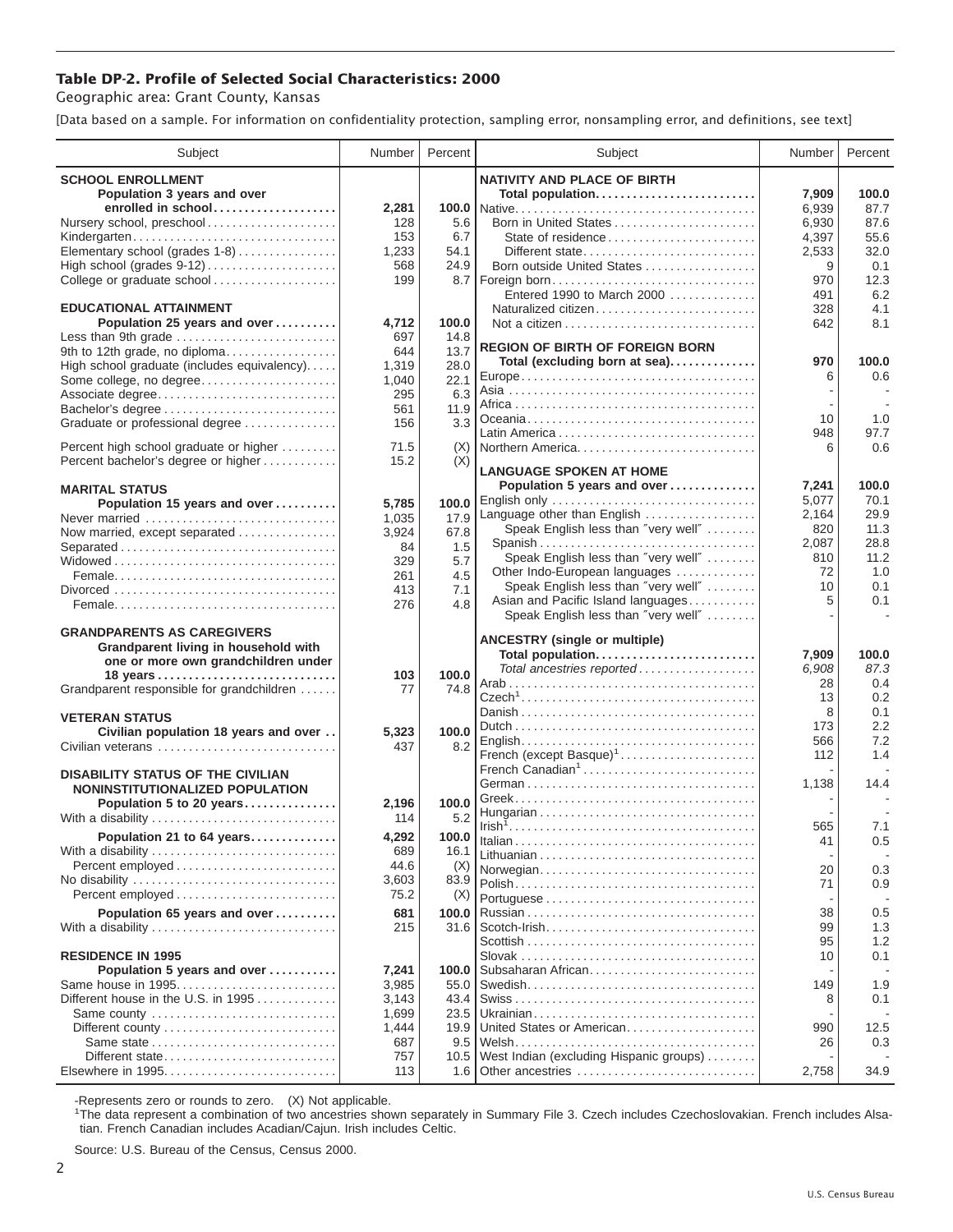**Table DP-2. Profile of Selected Social Characteristics: 2000**

Geographic area: Grant County, Kansas

[Data based on a sample. For information on confidentiality protection, sampling error, nonsampling error, and definitions, see text]

| Subject | Number | Percent |
|---|---|---|
| **SCHOOL ENROLLMENT** | | |
| **Population 3 years and over enrolled in school** | **2,281** | **100.0** |
| Nursery school, preschool | 128 | 5.6 |
| Kindergarten | 153 | 6.7 |
| Elementary school (grades 1-8) | 1,233 | 54.1 |
| High school (grades 9-12) | 568 | 24.9 |
| College or graduate school | 199 | 8.7 |
| **EDUCATIONAL ATTAINMENT** | | |
| **Population 25 years and over** | **4,712** | **100.0** |
| Less than 9th grade | 697 | 14.8 |
| 9th to 12th grade, no diploma | 644 | 13.7 |
| High school graduate (includes equivalency) | 1,319 | 28.0 |
| Some college, no degree | 1,040 | 22.1 |
| Associate degree | 295 | 6.3 |
| Bachelor's degree | 561 | 11.9 |
| Graduate or professional degree | 156 | 3.3 |
| Percent high school graduate or higher | 71.5 | (X) |
| Percent bachelor's degree or higher | 15.2 | (X) |
| **MARITAL STATUS** | | |
| **Population 15 years and over** | **5,785** | **100.0** |
| Never married | 1,035 | 17.9 |
| Now married, except separated | 3,924 | 67.8 |
| Separated | 84 | 1.5 |
| Widowed | 329 | 5.7 |
| Female | 261 | 4.5 |
| Divorced | 413 | 7.1 |
| Female | 276 | 4.8 |
| **GRANDPARENTS AS CAREGIVERS** | | |
| **Grandparent living in household with one or more own grandchildren under 18 years** | **103** | **100.0** |
| Grandparent responsible for grandchildren | 77 | 74.8 |
| **VETERAN STATUS** | | |
| **Civilian population 18 years and over** | **5,323** | **100.0** |
| Civilian veterans | 437 | 8.2 |
| **DISABILITY STATUS OF THE CIVILIAN NONINSTITUTIONALIZED POPULATION** | | |
| **Population 5 to 20 years** | **2,196** | **100.0** |
| With a disability | 114 | 5.2 |
| **Population 21 to 64 years** | **4,292** | **100.0** |
| With a disability | 689 | 16.1 |
| Percent employed | 44.6 | (X) |
| No disability | 3,603 | 83.9 |
| Percent employed | 75.2 | (X) |
| **Population 65 years and over** | **681** | **100.0** |
| With a disability | 215 | 31.6 |
| **RESIDENCE IN 1995** | | |
| **Population 5 years and over** | **7,241** | **100.0** |
| Same house in 1995 | 3,985 | 55.0 |
| Different house in the U.S. in 1995 | 3,143 | 43.4 |
| Same county | 1,699 | 23.5 |
| Different county | 1,444 | 19.9 |
| Same state | 687 | 9.5 |
| Different state | 757 | 10.5 |
| Elsewhere in 1995 | 113 | 1.6 |

| Subject | Number | Percent |
|---|---|---|
| **NATIVITY AND PLACE OF BIRTH** | | |
| **Total population** | **7,909** | **100.0** |
| Native | 6,939 | 87.7 |
| Born in United States | 6,930 | 87.6 |
| State of residence | 4,397 | 55.6 |
| Different state | 2,533 | 32.0 |
| Born outside United States | 9 | 0.1 |
| Foreign born | 970 | 12.3 |
| Entered 1990 to March 2000 | 491 | 6.2 |
| Naturalized citizen | 328 | 4.1 |
| Not a citizen | 642 | 8.1 |
| **REGION OF BIRTH OF FOREIGN BORN** | | |
| **Total (excluding born at sea)** | **970** | **100.0** |
| Europe | 6 | 0.6 |
| Asia | - | - |
| Africa | - | - |
| Oceania | 10 | 1.0 |
| Latin America | 948 | 97.7 |
| Northern America | 6 | 0.6 |
| **LANGUAGE SPOKEN AT HOME** | | |
| **Population 5 years and over** | **7,241** | **100.0** |
| English only | 5,077 | 70.1 |
| Language other than English | 2,164 | 29.9 |
| Speak English less than "very well" | 820 | 11.3 |
| Spanish | 2,087 | 28.8 |
| Speak English less than "very well" | 810 | 11.2 |
| Other Indo-European languages | 72 | 1.0 |
| Speak English less than "very well" | 10 | 0.1 |
| Asian and Pacific Island languages | 5 | 0.1 |
| Speak English less than "very well" | - | - |
| **ANCESTRY (single or multiple)** | | |
| **Total population** | **7,909** | **100.0** |
| *Total ancestries reported* | *6,908* | *87.3* |
| Arab | 28 | 0.4 |
| Czech[1] | 13 | 0.2 |
| Danish | 8 | 0.1 |
| Dutch | 173 | 2.2 |
| English | 566 | 7.2 |
| French (except Basque)[1] | 112 | 1.4 |
| French Canadian[1] | - | - |
| German | 1,138 | 14.4 |
| Greek | - | - |
| Hungarian | - | - |
| Irish[1] | 565 | 7.1 |
| Italian | 41 | 0.5 |
| Lithuanian | - | - |
| Norwegian | 20 | 0.3 |
| Polish | 71 | 0.9 |
| Portuguese | - | - |
| Russian | 38 | 0.5 |
| Scotch-Irish | 99 | 1.3 |
| Scottish | 95 | 1.2 |
| Slovak | 10 | 0.1 |
| Subsaharan African | - | - |
| Swedish | 149 | 1.9 |
| Swiss | 8 | 0.1 |
| Ukrainian | - | - |
| United States or American | 990 | 12.5 |
| Welsh | 26 | 0.3 |
| West Indian (excluding Hispanic groups) | - | - |
| Other ancestries | 2,758 | 34.9 |

-Represents zero or rounds to zero. (X) Not applicable.

[1]The data represent a combination of two ancestries shown separately in Summary File 3. Czech includes Czechoslovakian. French includes Alsatian. French Canadian includes Acadian/Cajun. Irish includes Celtic.

Source: U.S. Bureau of the Census, Census 2000.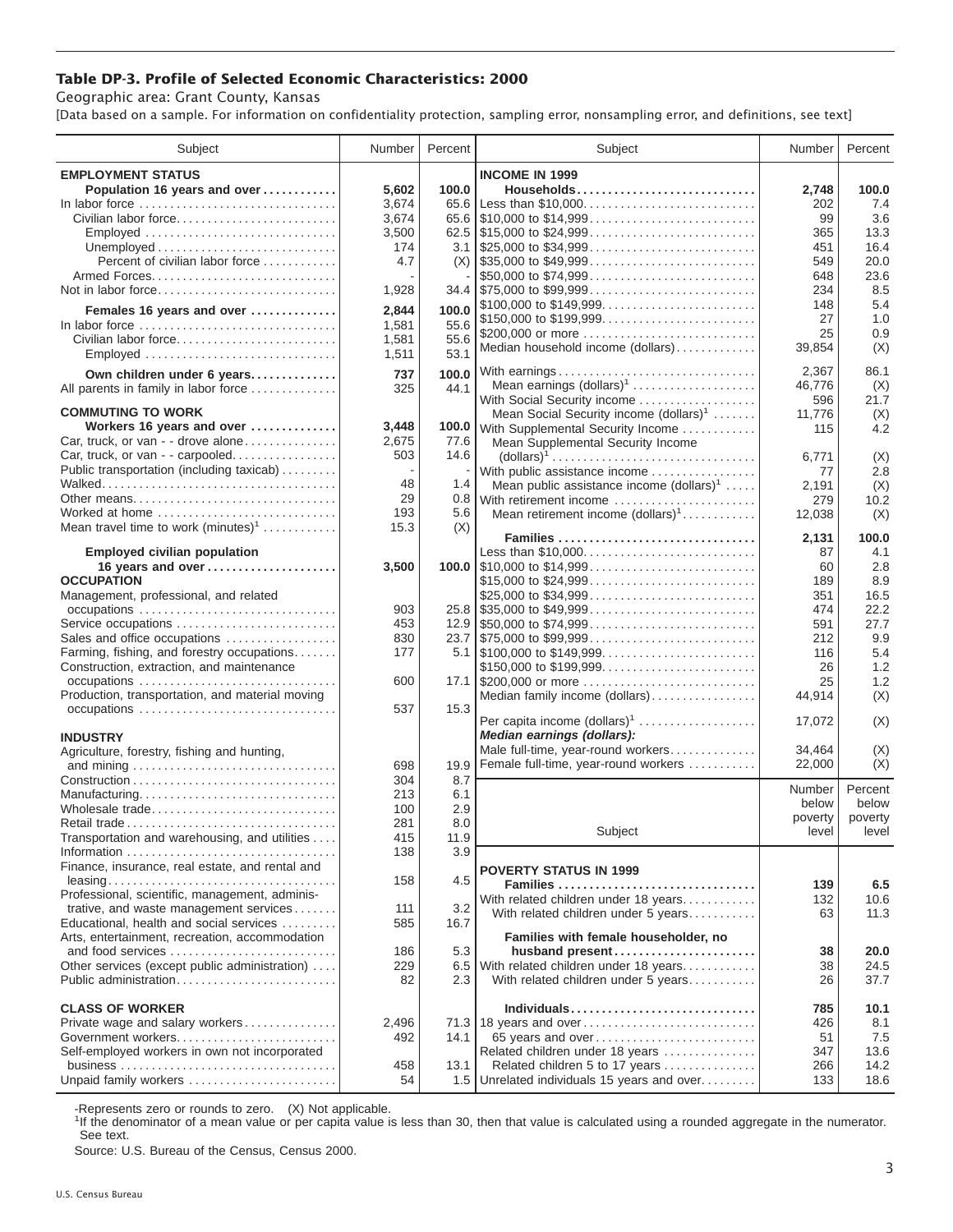## Table DP-3. Profile of Selected Economic Characteristics: 2000

Geographic area: Grant County, Kansas

[Data based on a sample. For information on confidentiality protection, sampling error, nonsampling error, and definitions, see text]

| Subject | Number | Percent |
|---|---|---|
| **EMPLOYMENT STATUS** | | |
| **Population 16 years and over** | **5,602** | **100.0** |
| In labor force | 3,674 | 65.6 |
| Civilian labor force | 3,674 | 65.6 |
| Employed | 3,500 | 62.5 |
| Unemployed | 174 | 3.1 |
| Percent of civilian labor force | 4.7 | (X) |
| Armed Forces | - | - |
| Not in labor force | 1,928 | 34.4 |
| **Females 16 years and over** | **2,844** | **100.0** |
| In labor force | 1,581 | 55.6 |
| Civilian labor force | 1,581 | 55.6 |
| Employed | 1,511 | 53.1 |
| **Own children under 6 years** | **737** | **100.0** |
| All parents in family in labor force | 325 | 44.1 |
| **COMMUTING TO WORK** | | |
| **Workers 16 years and over** | **3,448** | **100.0** |
| Car, truck, or van - - drove alone | 2,675 | 77.6 |
| Car, truck, or van - - carpooled | 503 | 14.6 |
| Public transportation (including taxicab) | - | - |
| Walked | 48 | 1.4 |
| Other means | 29 | 0.8 |
| Worked at home | 193 | 5.6 |
| Mean travel time to work (minutes)[1] | 15.3 | (X) |
| **Employed civilian population 16 years and over** | **3,500** | **100.0** |
| **OCCUPATION** | | |
| Management, professional, and related occupations | 903 | 25.8 |
| Service occupations | 453 | 12.9 |
| Sales and office occupations | 830 | 23.7 |
| Farming, fishing, and forestry occupations | 177 | 5.1 |
| Construction, extraction, and maintenance occupations | 600 | 17.1 |
| Production, transportation, and material moving occupations | 537 | 15.3 |
| **INDUSTRY** | | |
| Agriculture, forestry, fishing and hunting, and mining | 698 | 19.9 |
| Construction | 304 | 8.7 |
| Manufacturing | 213 | 6.1 |
| Wholesale trade | 100 | 2.9 |
| Retail trade | 281 | 8.0 |
| Transportation and warehousing, and utilities | 415 | 11.9 |
| Information | 138 | 3.9 |
| Finance, insurance, real estate, and rental and leasing | 158 | 4.5 |
| Professional, scientific, management, administrative, and waste management services | 111 | 3.2 |
| Educational, health and social services | 585 | 16.7 |
| Arts, entertainment, recreation, accommodation and food services | 186 | 5.3 |
| Other services (except public administration) | 229 | 6.5 |
| Public administration | 82 | 2.3 |
| **CLASS OF WORKER** | | |
| Private wage and salary workers | 2,496 | 71.3 |
| Government workers | 492 | 14.1 |
| Self-employed workers in own not incorporated business | 458 | 13.1 |
| Unpaid family workers | 54 | 1.5 |

| Subject | Number | Percent |
|---|---|---|
| **INCOME IN 1999** | | |
| **Households** | **2,748** | **100.0** |
| Less than $10,000 | 202 | 7.4 |
| $10,000 to $14,999 | 99 | 3.6 |
| $15,000 to $24,999 | 365 | 13.3 |
| $25,000 to $34,999 | 451 | 16.4 |
| $35,000 to $49,999 | 549 | 20.0 |
| $50,000 to $74,999 | 648 | 23.6 |
| $75,000 to $99,999 | 234 | 8.5 |
| $100,000 to $149,999 | 148 | 5.4 |
| $150,000 to $199,999 | 27 | 1.0 |
| $200,000 or more | 25 | 0.9 |
| Median household income (dollars) | 39,854 | (X) |
| With earnings | 2,367 | 86.1 |
| Mean earnings (dollars)[1] | 46,776 | (X) |
| With Social Security income | 596 | 21.7 |
| Mean Social Security income (dollars)[1] | 11,776 | (X) |
| With Supplemental Security Income | 115 | 4.2 |
| Mean Supplemental Security Income (dollars)[1] | 6,771 | (X) |
| With public assistance income | 77 | 2.8 |
| Mean public assistance income (dollars)[1] | 2,191 | (X) |
| With retirement income | 279 | 10.2 |
| Mean retirement income (dollars)[1] | 12,038 | (X) |
| **Families** | **2,131** | **100.0** |
| Less than $10,000 | 87 | 4.1 |
| $10,000 to $14,999 | 60 | 2.8 |
| $15,000 to $24,999 | 189 | 8.9 |
| $25,000 to $34,999 | 351 | 16.5 |
| $35,000 to $49,999 | 474 | 22.2 |
| $50,000 to $74,999 | 591 | 27.7 |
| $75,000 to $99,999 | 212 | 9.9 |
| $100,000 to $149,999 | 116 | 5.4 |
| $150,000 to $199,999 | 26 | 1.2 |
| $200,000 or more | 25 | 1.2 |
| Median family income (dollars) | 44,914 | (X) |
| Per capita income (dollars)[1] | 17,072 | (X) |
| ***Median earnings (dollars):*** | | |
| Male full-time, year-round workers | 34,464 | (X) |
| Female full-time, year-round workers | 22,000 | (X) |

| Subject | Number below poverty level | Percent below poverty level |
|---|---|---|
| **POVERTY STATUS IN 1999** | | |
| **Families** | **139** | **6.5** |
| With related children under 18 years | 132 | 10.6 |
| With related children under 5 years | 63 | 11.3 |
| **Families with female householder, no husband present** | **38** | **20.0** |
| With related children under 18 years | 38 | 24.5 |
| With related children under 5 years | 26 | 37.7 |
| **Individuals** | **785** | **10.1** |
| 18 years and over | 426 | 8.1 |
| 65 years and over | 51 | 7.5 |
| Related children under 18 years | 347 | 13.6 |
| Related children 5 to 17 years | 266 | 14.2 |
| Unrelated individuals 15 years and over | 133 | 18.6 |

-Represents zero or rounds to zero. (X) Not applicable.

[1]If the denominator of a mean value or per capita value is less than 30, then that value is calculated using a rounded aggregate in the numerator. See text.

Source: U.S. Bureau of the Census, Census 2000.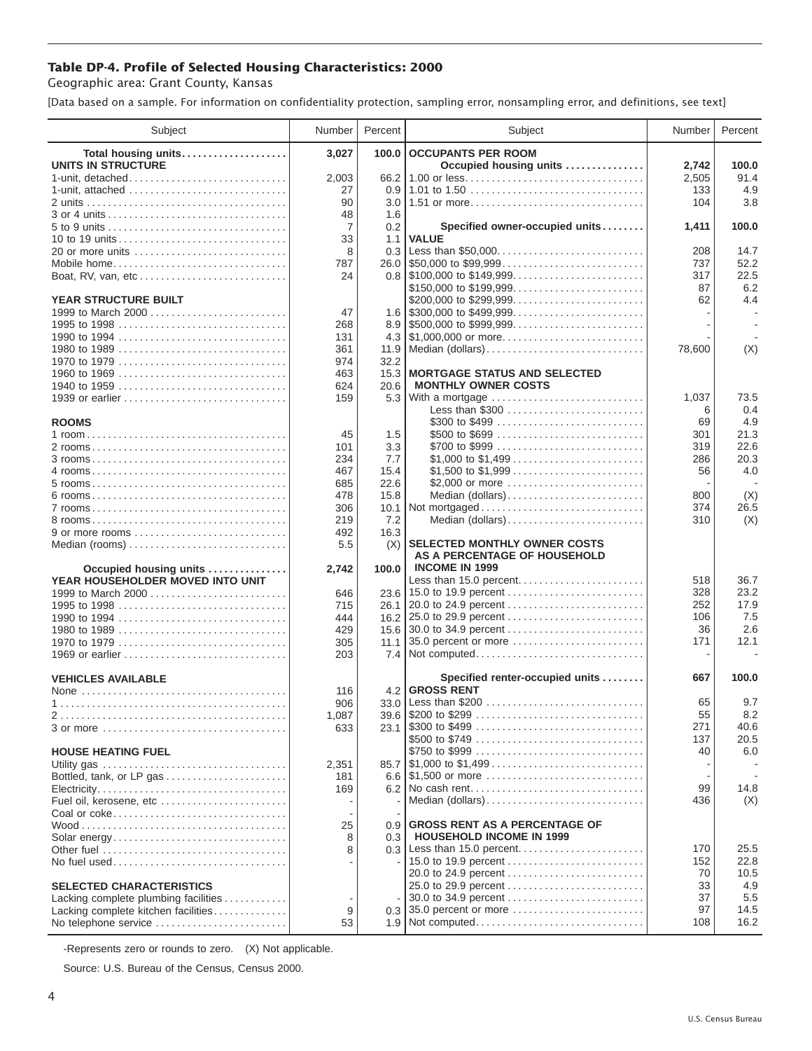## Table DP-4. Profile of Selected Housing Characteristics: 2000

Geographic area: Grant County, Kansas

[Data based on a sample. For information on confidentiality protection, sampling error, nonsampling error, and definitions, see text]

| Subject | Number | Percent |
|---|---|---|
| **Total housing units** | **3,027** | **100.0** |
| **UNITS IN STRUCTURE** | | |
| 1-unit, detached | 2,003 | 66.2 |
| 1-unit, attached | 27 | 0.9 |
| 2 units | 90 | 3.0 |
| 3 or 4 units | 48 | 1.6 |
| 5 to 9 units | 7 | 0.2 |
| 10 to 19 units | 33 | 1.1 |
| 20 or more units | 8 | 0.3 |
| Mobile home | 787 | 26.0 |
| Boat, RV, van, etc | 24 | 0.8 |
| **YEAR STRUCTURE BUILT** | | |
| 1999 to March 2000 | 47 | 1.6 |
| 1995 to 1998 | 268 | 8.9 |
| 1990 to 1994 | 131 | 4.3 |
| 1980 to 1989 | 361 | 11.9 |
| 1970 to 1979 | 974 | 32.2 |
| 1960 to 1969 | 463 | 15.3 |
| 1940 to 1959 | 624 | 20.6 |
| 1939 or earlier | 159 | 5.3 |
| **ROOMS** | | |
| 1 room | 45 | 1.5 |
| 2 rooms | 101 | 3.3 |
| 3 rooms | 234 | 7.7 |
| 4 rooms | 467 | 15.4 |
| 5 rooms | 685 | 22.6 |
| 6 rooms | 478 | 15.8 |
| 7 rooms | 306 | 10.1 |
| 8 rooms | 219 | 7.2 |
| 9 or more rooms | 492 | 16.3 |
| Median (rooms) | 5.5 | (X) |
| **Occupied housing units** | **2,742** | **100.0** |
| **YEAR HOUSEHOLDER MOVED INTO UNIT** | | |
| 1999 to March 2000 | 646 | 23.6 |
| 1995 to 1998 | 715 | 26.1 |
| 1990 to 1994 | 444 | 16.2 |
| 1980 to 1989 | 429 | 15.6 |
| 1970 to 1979 | 305 | 11.1 |
| 1969 or earlier | 203 | 7.4 |
| **VEHICLES AVAILABLE** | | |
| None | 116 | 4.2 |
| 1 | 906 | 33.0 |
| 2 | 1,087 | 39.6 |
| 3 or more | 633 | 23.1 |
| **HOUSE HEATING FUEL** | | |
| Utility gas | 2,351 | 85.7 |
| Bottled, tank, or LP gas | 181 | 6.6 |
| Electricity | 169 | 6.2 |
| Fuel oil, kerosene, etc | - | - |
| Coal or coke | - | - |
| Wood | 25 | 0.9 |
| Solar energy | 8 | 0.3 |
| Other fuel | 8 | 0.3 |
| No fuel used | - | - |
| **SELECTED CHARACTERISTICS** | | |
| Lacking complete plumbing facilities | - | - |
| Lacking complete kitchen facilities | 9 | 0.3 |
| No telephone service | 53 | 1.9 |

| Subject | Number | Percent |
|---|---|---|
| **OCCUPANTS PER ROOM** | | |
| **Occupied housing units** | **2,742** | **100.0** |
| 1.00 or less | 2,505 | 91.4 |
| 1.01 to 1.50 | 133 | 4.9 |
| 1.51 or more | 104 | 3.8 |
| **Specified owner-occupied units** | **1,411** | **100.0** |
| **VALUE** | | |
| Less than $50,000 | 208 | 14.7 |
| $50,000 to $99,999 | 737 | 52.2 |
| $100,000 to $149,999 | 317 | 22.5 |
| $150,000 to $199,999 | 87 | 6.2 |
| $200,000 to $299,999 | 62 | 4.4 |
| $300,000 to $499,999 | - | - |
| $500,000 to $999,999 | - | - |
| $1,000,000 or more | - | - |
| Median (dollars) | 78,600 | (X) |
| **MORTGAGE STATUS AND SELECTED MONTHLY OWNER COSTS** | | |
| With a mortgage | 1,037 | 73.5 |
| Less than $300 | 6 | 0.4 |
| $300 to $499 | 69 | 4.9 |
| $500 to $699 | 301 | 21.3 |
| $700 to $999 | 319 | 22.6 |
| $1,000 to $1,499 | 286 | 20.3 |
| $1,500 to $1,999 | 56 | 4.0 |
| $2,000 or more | - | - |
| Median (dollars) | 800 | (X) |
| Not mortgaged | 374 | 26.5 |
| Median (dollars) | 310 | (X) |
| **SELECTED MONTHLY OWNER COSTS AS A PERCENTAGE OF HOUSEHOLD INCOME IN 1999** | | |
| Less than 15.0 percent | 518 | 36.7 |
| 15.0 to 19.9 percent | 328 | 23.2 |
| 20.0 to 24.9 percent | 252 | 17.9 |
| 25.0 to 29.9 percent | 106 | 7.5 |
| 30.0 to 34.9 percent | 36 | 2.6 |
| 35.0 percent or more | 171 | 12.1 |
| Not computed | - | - |
| **Specified renter-occupied units** | **667** | **100.0** |
| **GROSS RENT** | | |
| Less than $200 | 65 | 9.7 |
| $200 to $299 | 55 | 8.2 |
| $300 to $499 | 271 | 40.6 |
| $500 to $749 | 137 | 20.5 |
| $750 to $999 | 40 | 6.0 |
| $1,000 to $1,499 | - | - |
| $1,500 or more | - | - |
| No cash rent | 99 | 14.8 |
| Median (dollars) | 436 | (X) |
| **GROSS RENT AS A PERCENTAGE OF HOUSEHOLD INCOME IN 1999** | | |
| Less than 15.0 percent | 170 | 25.5 |
| 15.0 to 19.9 percent | 152 | 22.8 |
| 20.0 to 24.9 percent | 70 | 10.5 |
| 25.0 to 29.9 percent | 33 | 4.9 |
| 30.0 to 34.9 percent | 37 | 5.5 |
| 35.0 percent or more | 97 | 14.5 |
| Not computed | 108 | 16.2 |

-Represents zero or rounds to zero. (X) Not applicable.

Source: U.S. Bureau of the Census, Census 2000.